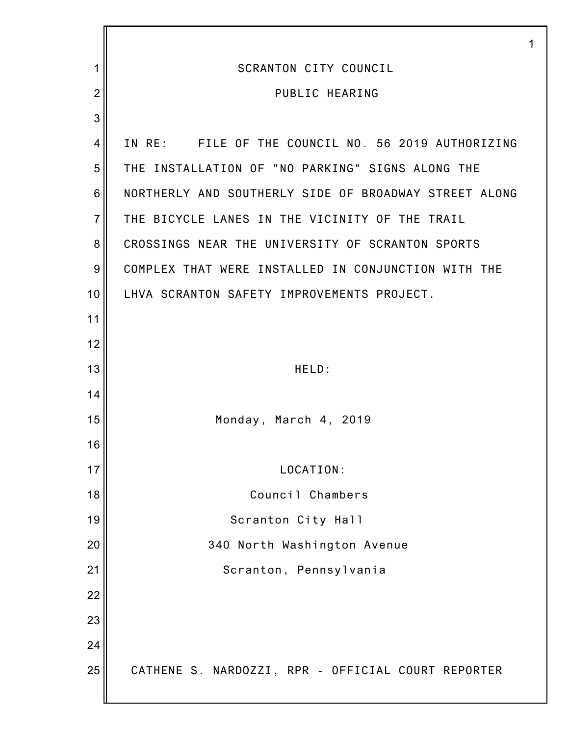SCRANTON CITY COUNCIL

PUBLIC HEARING

IN RE: FILE OF THE COUNCIL NO. 56 2019 AUTHORIZING THE INSTALLATION OF "NO PARKING" SIGNS ALONG THE NORTHERLY AND SOUTHERLY SIDE OF BROADWAY STREET ALONG THE BICYCLE LANES IN THE VICINITY OF THE TRAIL CROSSINGS NEAR THE UNIVERSITY OF SCRANTON SPORTS COMPLEX THAT WERE INSTALLED IN CONJUNCTION WITH THE LHVA SCRANTON SAFETY IMPROVEMENTS PROJECT.

HELD:

Monday, March 4, 2019

LOCATION:

Council Chambers

Scranton City Hall

340 North Washington Avenue

Scranton, Pennsylvania

CATHENE S. NARDOZZI, RPR - OFFICIAL COURT REPORTER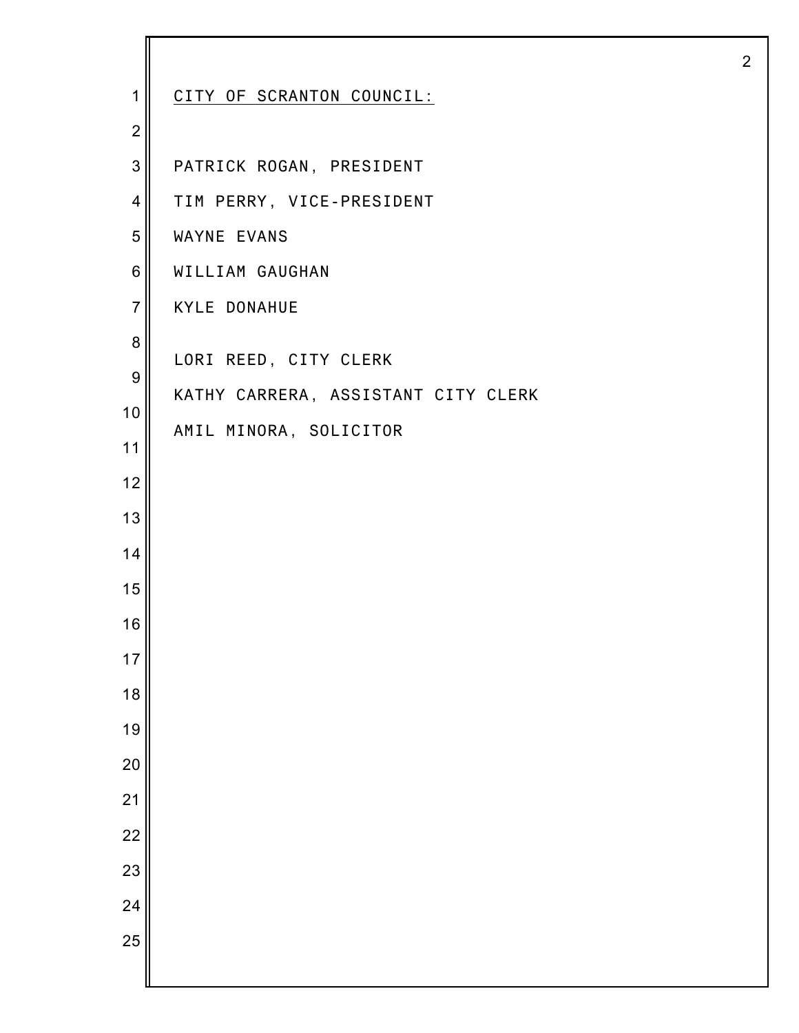CITY OF SCRANTON COUNCIL:

PATRICK ROGAN, PRESIDENT

TIM PERRY, VICE-PRESIDENT

WAYNE EVANS

WILLIAM GAUGHAN

KYLE DONAHUE

LORI REED, CITY CLERK

KATHY CARRERA, ASSISTANT CITY CLERK

AMIL MINORA, SOLICITOR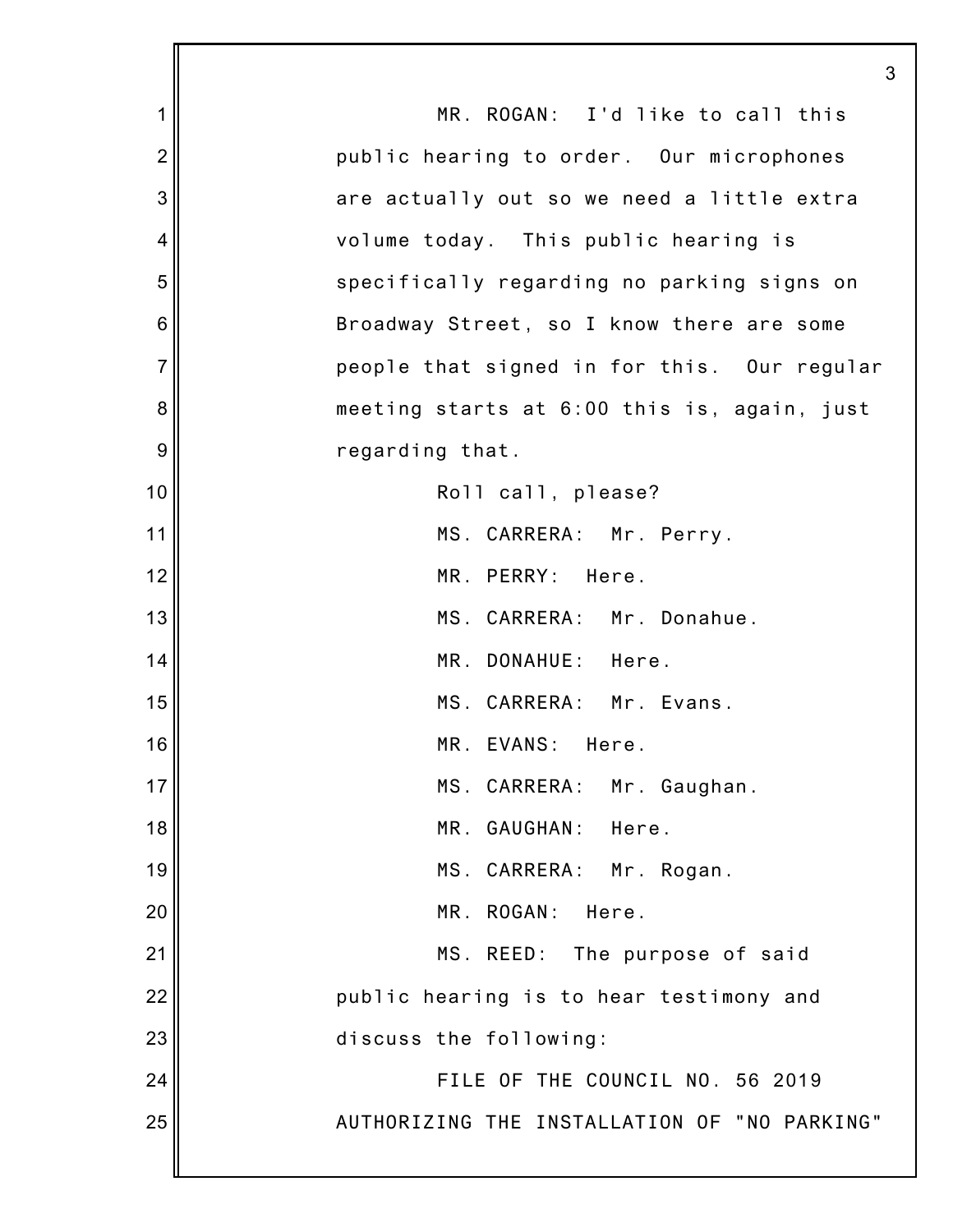MR. ROGAN: I'd like to call this public hearing to order. Our microphones are actually out so we need a little extra volume today. This public hearing is specifically regarding no parking signs on Broadway Street, so I know there are some people that signed in for this. Our regular meeting starts at 6:00 this is, again, just regarding that.

Roll call, please?

MS. CARRERA: Mr. Perry.

MR. PERRY: Here.

MS. CARRERA: Mr. Donahue.

MR. DONAHUE: Here.

MS. CARRERA: Mr. Evans.

MR. EVANS: Here.

MS. CARRERA: Mr. Gaughan.

MR. GAUGHAN: Here.

MS. CARRERA: Mr. Rogan.

MR. ROGAN: Here.

MS. REED: The purpose of said public hearing is to hear testimony and discuss the following:

FILE OF THE COUNCIL NO. 56 2019 AUTHORIZING THE INSTALLATION OF "NO PARKING"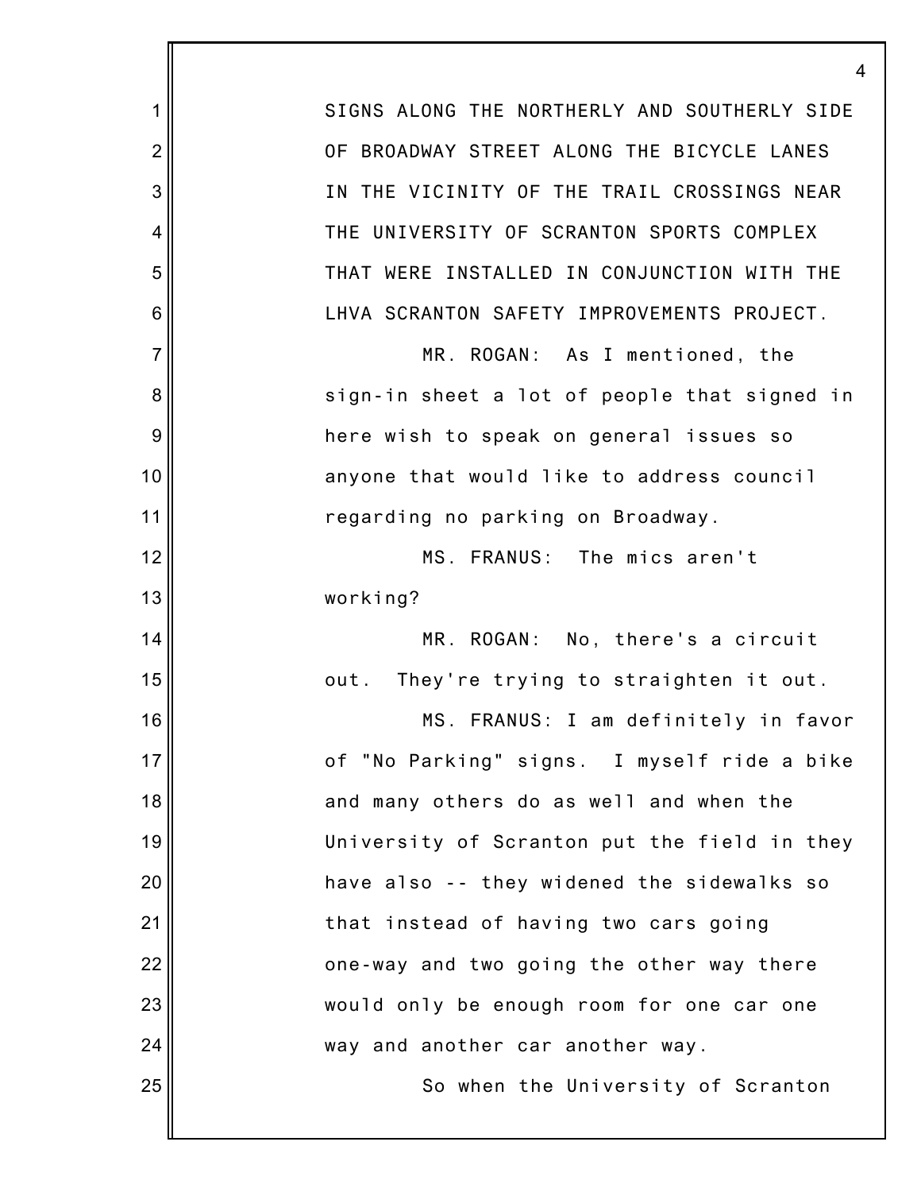SIGNS ALONG THE NORTHERLY AND SOUTHERLY SIDE OF BROADWAY STREET ALONG THE BICYCLE LANES IN THE VICINITY OF THE TRAIL CROSSINGS NEAR THE UNIVERSITY OF SCRANTON SPORTS COMPLEX THAT WERE INSTALLED IN CONJUNCTION WITH THE LHVA SCRANTON SAFETY IMPROVEMENTS PROJECT.

MR. ROGAN: As I mentioned, the sign-in sheet a lot of people that signed in here wish to speak on general issues so anyone that would like to address council regarding no parking on Broadway.

MS. FRANUS: The mics aren't working?

MR. ROGAN: No, there's a circuit out. They're trying to straighten it out.

MS. FRANUS: I am definitely in favor of "No Parking" signs. I myself ride a bike and many others do as well and when the University of Scranton put the field in they have also -- they widened the sidewalks so that instead of having two cars going one-way and two going the other way there would only be enough room for one car one way and another car another way.

So when the University of Scranton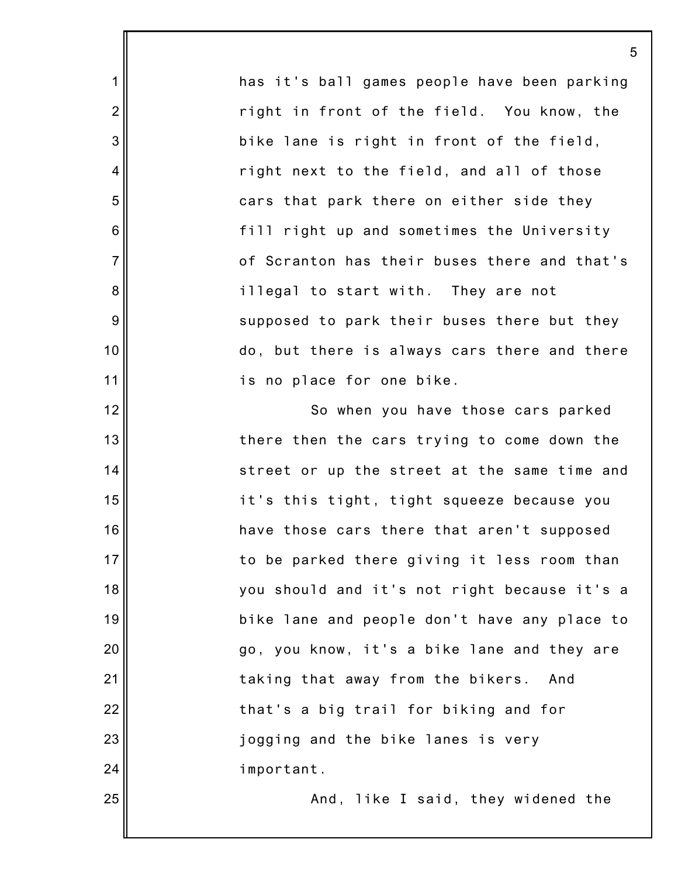has it's ball games people have been parking right in front of the field. You know, the bike lane is right in front of the field, right next to the field, and all of those cars that park there on either side they fill right up and sometimes the University of Scranton has their buses there and that's illegal to start with. They are not supposed to park their buses there but they do, but there is always cars there and there is no place for one bike.

So when you have those cars parked there then the cars trying to come down the street or up the street at the same time and it's this tight, tight squeeze because you have those cars there that aren't supposed to be parked there giving it less room than you should and it's not right because it's a bike lane and people don't have any place to go, you know, it's a bike lane and they are taking that away from the bikers. And that's a big trail for biking and for jogging and the bike lanes is very important.

And, like I said, they widened the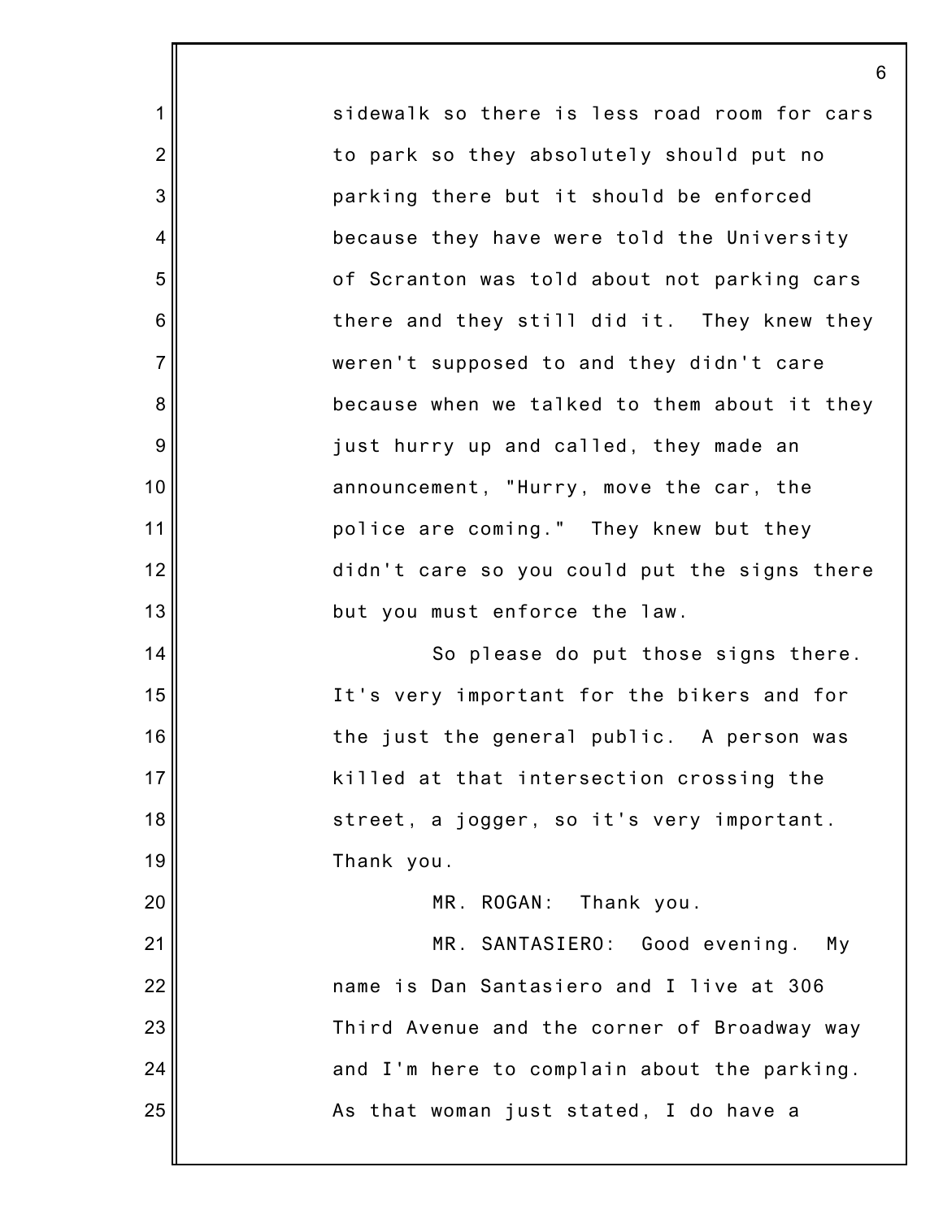sidewalk so there is less road room for cars to park so they absolutely should put no parking there but it should be enforced because they have were told the University of Scranton was told about not parking cars there and they still did it. They knew they weren't supposed to and they didn't care because when we talked to them about it they just hurry up and called, they made an announcement, "Hurry, move the car, the police are coming." They knew but they didn't care so you could put the signs there but you must enforce the law.

So please do put those signs there. It's very important for the bikers and for the just the general public. A person was killed at that intersection crossing the street, a jogger, so it's very important. Thank you.

MR. ROGAN: Thank you.

MR. SANTASIERO: Good evening. My name is Dan Santasiero and I live at 306 Third Avenue and the corner of Broadway way and I'm here to complain about the parking. As that woman just stated, I do have a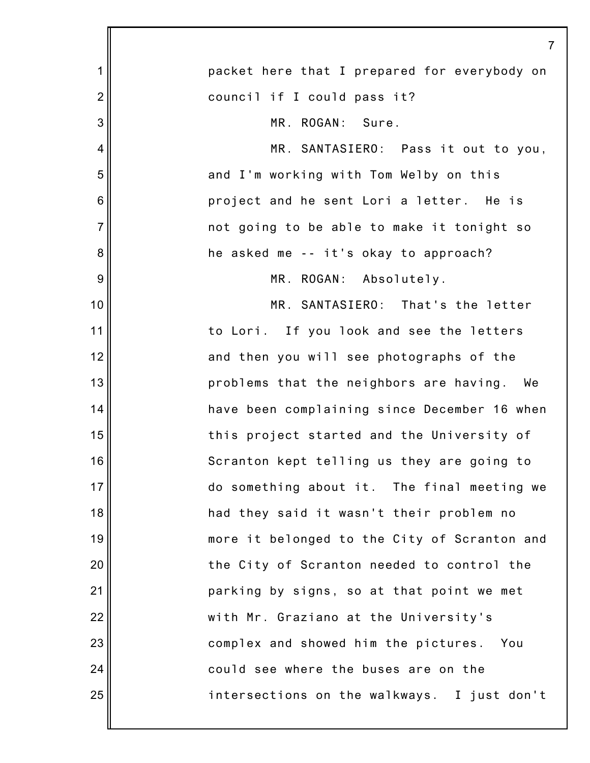packet here that I prepared for everybody on council if I could pass it?

MR. ROGAN: Sure.

MR. SANTASIERO: Pass it out to you, and I'm working with Tom Welby on this project and he sent Lori a letter. He is not going to be able to make it tonight so he asked me -- it's okay to approach?

MR. ROGAN: Absolutely.

MR. SANTASIERO: That's the letter to Lori. If you look and see the letters and then you will see photographs of the problems that the neighbors are having. We have been complaining since December 16 when this project started and the University of Scranton kept telling us they are going to do something about it. The final meeting we had they said it wasn't their problem no more it belonged to the City of Scranton and the City of Scranton needed to control the parking by signs, so at that point we met with Mr. Graziano at the University's complex and showed him the pictures. You could see where the buses are on the intersections on the walkways. I just don't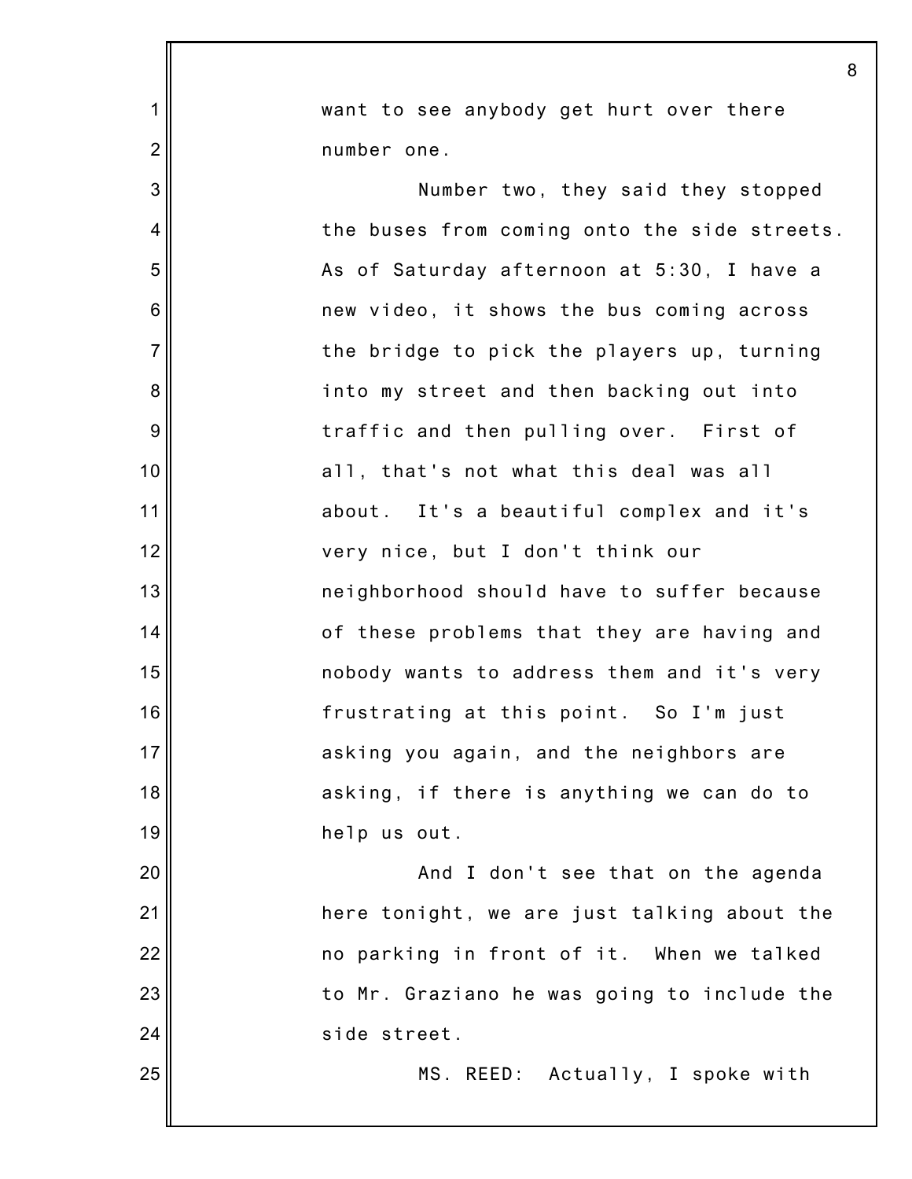want to see anybody get hurt over there number one.

Number two, they said they stopped the buses from coming onto the side streets. As of Saturday afternoon at 5:30, I have a new video, it shows the bus coming across the bridge to pick the players up, turning into my street and then backing out into traffic and then pulling over. First of all, that's not what this deal was all about. It's a beautiful complex and it's very nice, but I don't think our neighborhood should have to suffer because of these problems that they are having and nobody wants to address them and it's very frustrating at this point. So I'm just asking you again, and the neighbors are asking, if there is anything we can do to help us out.

And I don't see that on the agenda here tonight, we are just talking about the no parking in front of it. When we talked to Mr. Graziano he was going to include the side street.

MS. REED: Actually, I spoke with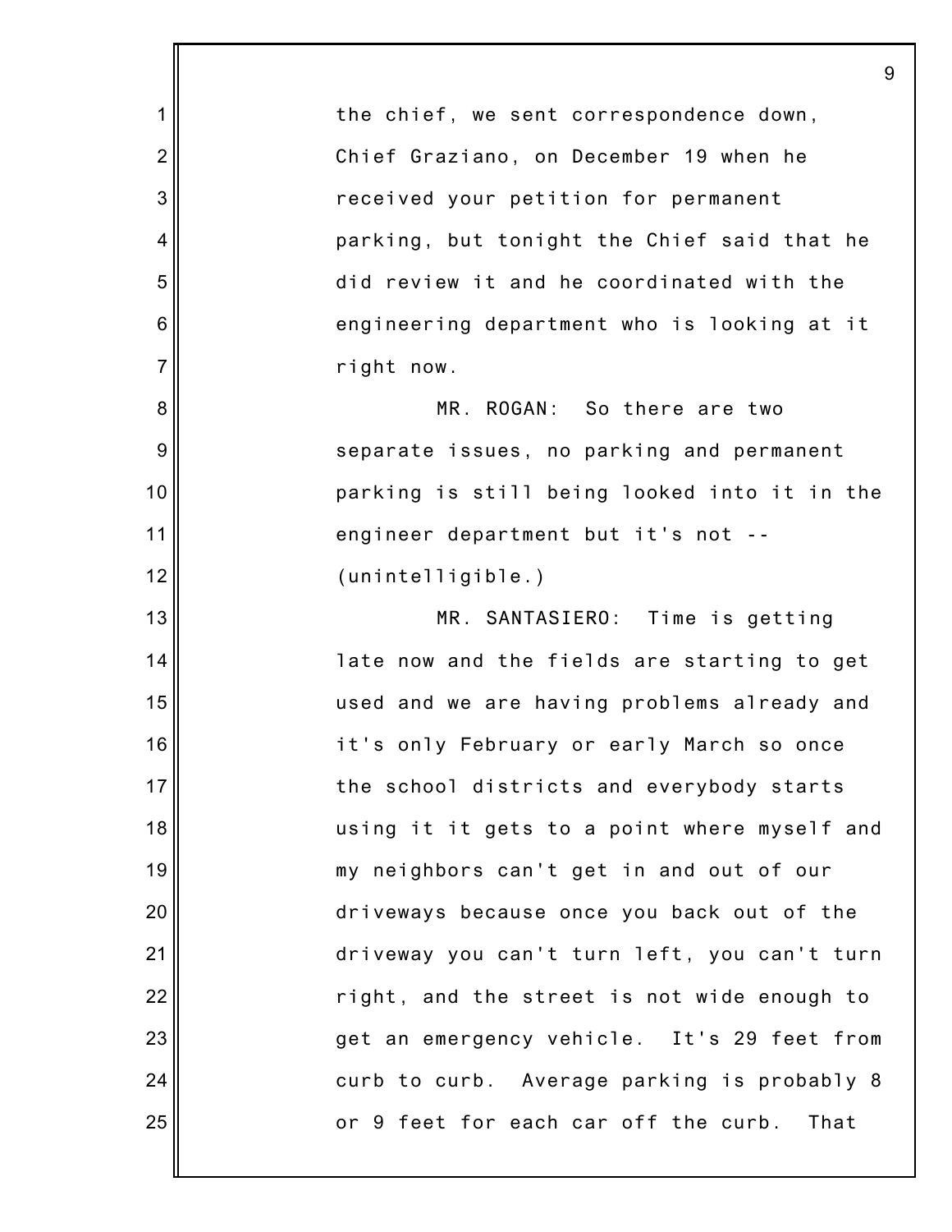the chief, we sent correspondence down, Chief Graziano, on December 19 when he received your petition for permanent parking, but tonight the Chief said that he did review it and he coordinated with the engineering department who is looking at it right now.

MR. ROGAN: So there are two separate issues, no parking and permanent parking is still being looked into it in the engineer department but it's not -- (unintelligible.)

MR. SANTASIERO: Time is getting late now and the fields are starting to get used and we are having problems already and it's only February or early March so once the school districts and everybody starts using it it gets to a point where myself and my neighbors can't get in and out of our driveways because once you back out of the driveway you can't turn left, you can't turn right, and the street is not wide enough to get an emergency vehicle. It's 29 feet from curb to curb. Average parking is probably 8 or 9 feet for each car off the curb. That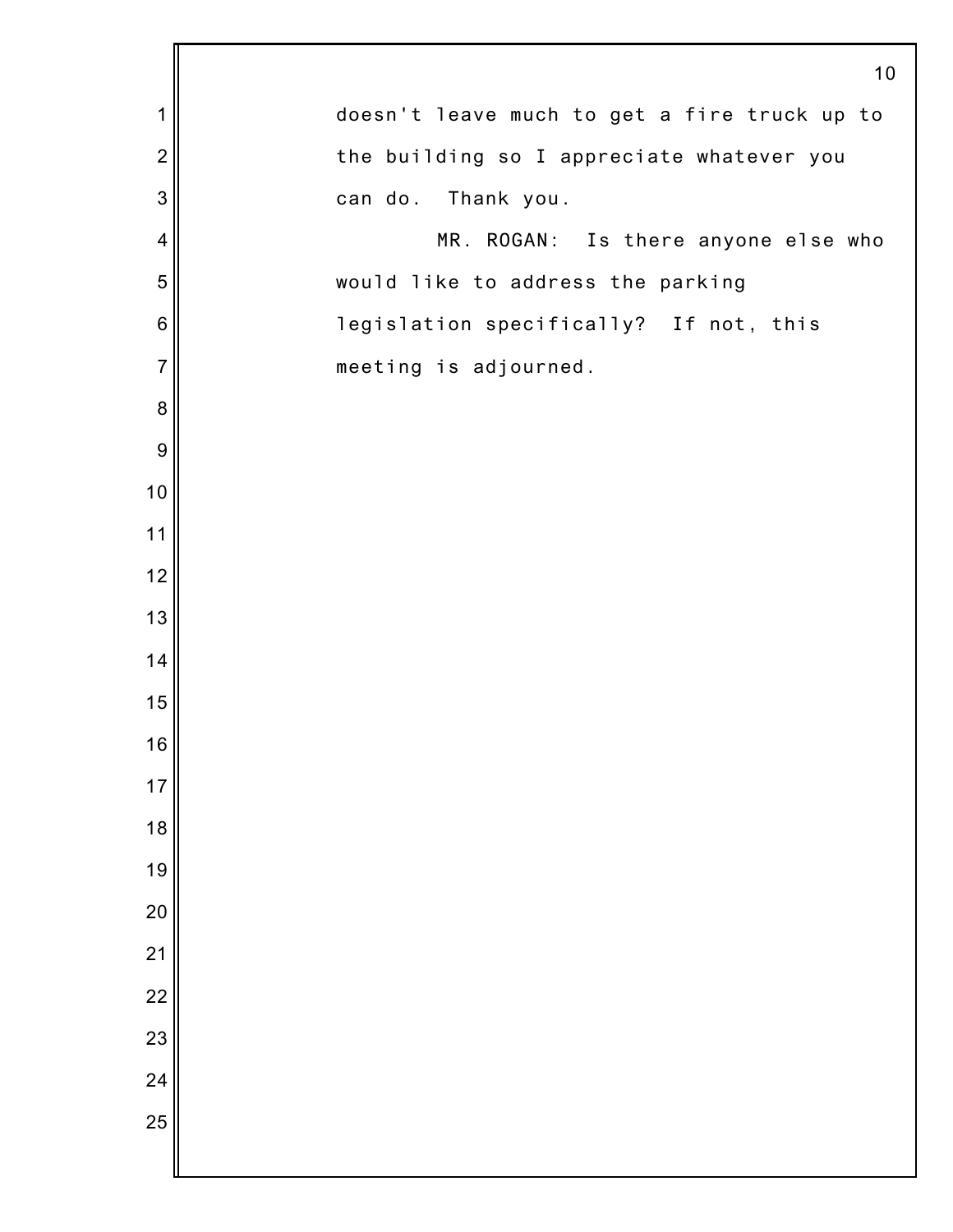doesn't leave much to get a fire truck up to the building so I appreciate whatever you can do. Thank you.

MR. ROGAN: Is there anyone else who would like to address the parking legislation specifically? If not, this meeting is adjourned.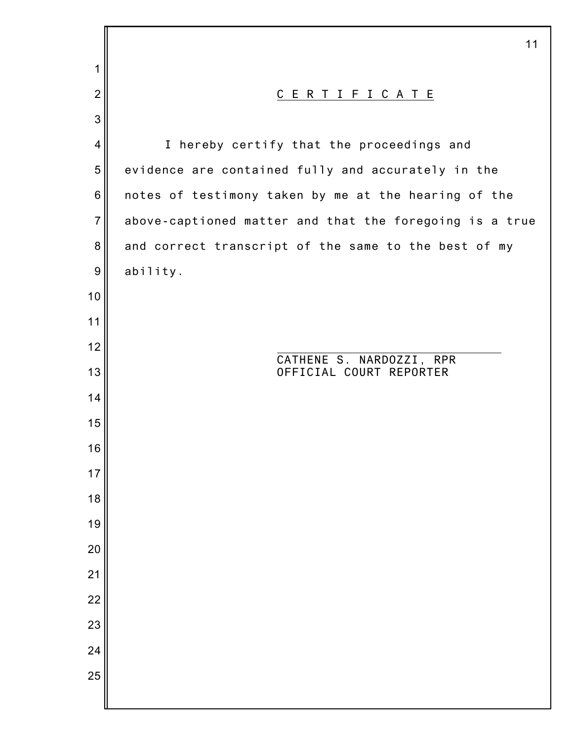## C E R T I F I C A T E

I hereby certify that the proceedings and evidence are contained fully and accurately in the notes of testimony taken by me at the hearing of the above-captioned matter and that the foregoing is a true and correct transcript of the same to the best of my ability.

\_\_\_\_\_\_\_\_\_\_\_\_\_\_\_\_\_\_\_\_\_\_\_\_\_\_\_\_\_\_

CATHENE S. NARDOZZI, RPR
OFFICIAL COURT REPORTER